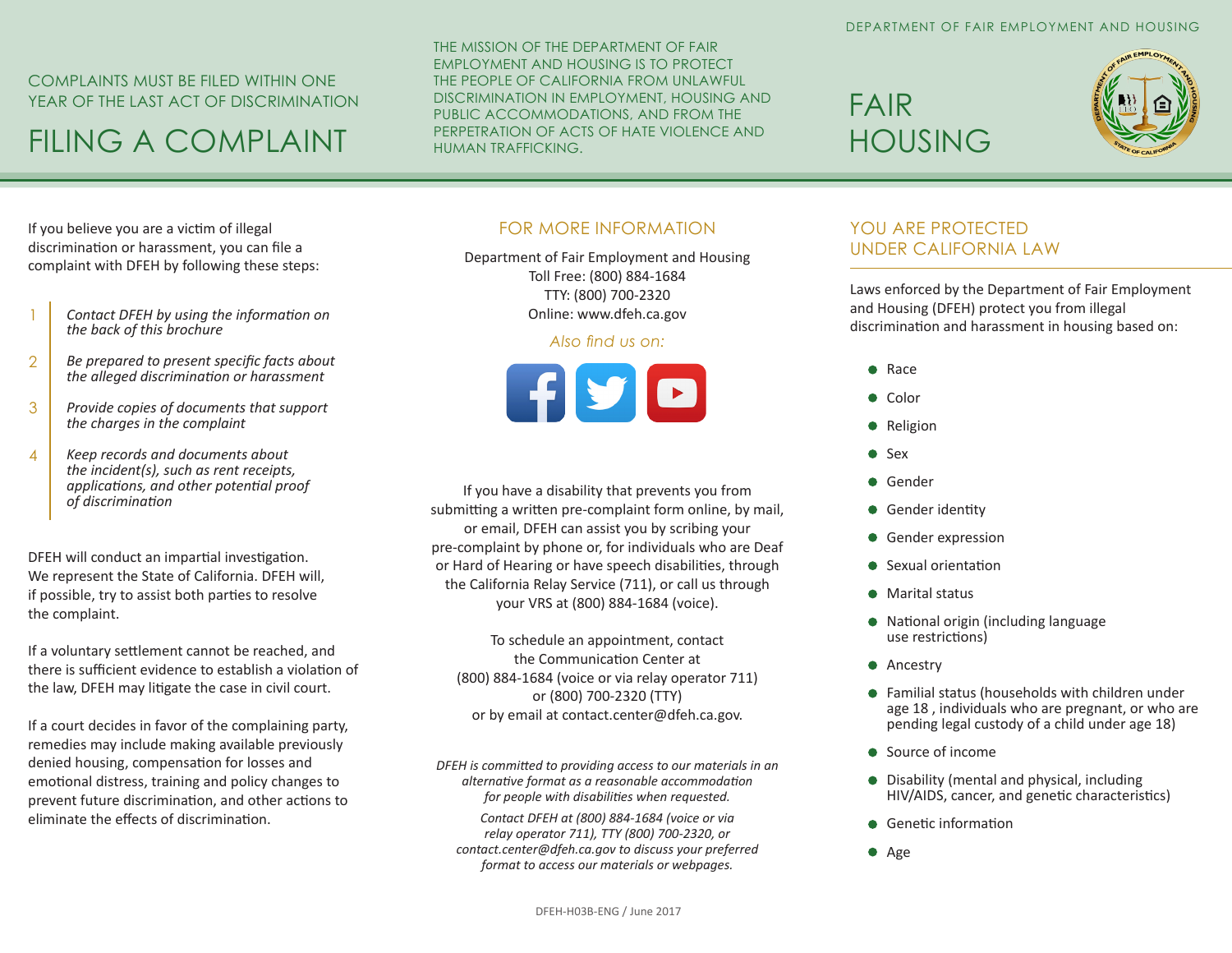# FILING A COMPLAINT

COMPLAINTS MUST BE FILED WITHIN ONE YEAR OF THE LAST ACT OF DISCRIMINATION

THE MISSION OF THE DEPARTMENT OF FAIR EMPLOYMENT AND HOUSING IS TO PROTECT THE PEOPLE OF CALIFORNIA FROM UNLAWFUL DISCRIMINATION IN EMPLOYMENT, HOUSING AND PUBLIC ACCOMMODATIONS, AND FROM THE PERPETRATION OF ACTS OF HATE VIOLENCE AND HUMAN TRAFFICKING.

DEPARTMENT OF FAIR EMPLOYMENT AND HOUSING

# FAIR HOUSING

If you believe you are a victim of illegal discrimination or harassment, you can file a complaint with DFEH by following these steps:

1. *Contact DFEH by using the information on the back of this brochure*
2. *Be prepared to present specific facts about the alleged discrimination or harassment*
3. *Provide copies of documents that support the charges in the complaint*
4. *Keep records and documents about the incident(s), such as rent receipts, applications, and other potential proof of discrimination*

DFEH will conduct an impartial investigation. We represent the State of California. DFEH will, if possible, try to assist both parties to resolve the complaint.

If a voluntary settlement cannot be reached, and there is sufficient evidence to establish a violation of the law, DFEH may litigate the case in civil court.

If a court decides in favor of the complaining party, remedies may include making available previously denied housing, compensation for losses and emotional distress, training and policy changes to prevent future discrimination, and other actions to eliminate the effects of discrimination.

## FOR MORE INFORMATION

Department of Fair Employment and Housing
Toll Free: (800) 884-1684
TTY: (800) 700-2320
Online: www.dfeh.ca.gov

*Also find us on:*

If you have a disability that prevents you from submitting a written pre-complaint form online, by mail, or email, DFEH can assist you by scribing your pre-complaint by phone or, for individuals who are Deaf or Hard of Hearing or have speech disabilities, through the California Relay Service (711), or call us through your VRS at (800) 884-1684 (voice).

To schedule an appointment, contact the Communication Center at (800) 884-1684 (voice or via relay operator 711) or (800) 700-2320 (TTY) or by email at contact.center@dfeh.ca.gov.

*DFEH is committed to providing access to our materials in an alternative format as a reasonable accommodation for people with disabilities when requested.*

*Contact DFEH at (800) 884-1684 (voice or via relay operator 711), TTY (800) 700-2320, or contact.center@dfeh.ca.gov to discuss your preferred format to access our materials or webpages.*

DFEH-H03B-ENG / June 2017

## YOU ARE PROTECTED UNDER CALIFORNIA LAW

Laws enforced by the Department of Fair Employment and Housing (DFEH) protect you from illegal discrimination and harassment in housing based on:

- Race
- Color
- Religion
- Sex
- Gender
- Gender identity
- Gender expression
- Sexual orientation
- Marital status
- National origin (including language use restrictions)
- Ancestry
- Familial status (households with children under age 18 , individuals who are pregnant, or who are pending legal custody of a child under age 18)
- Source of income
- Disability (mental and physical, including HIV/AIDS, cancer, and genetic characteristics)
- Genetic information
- Age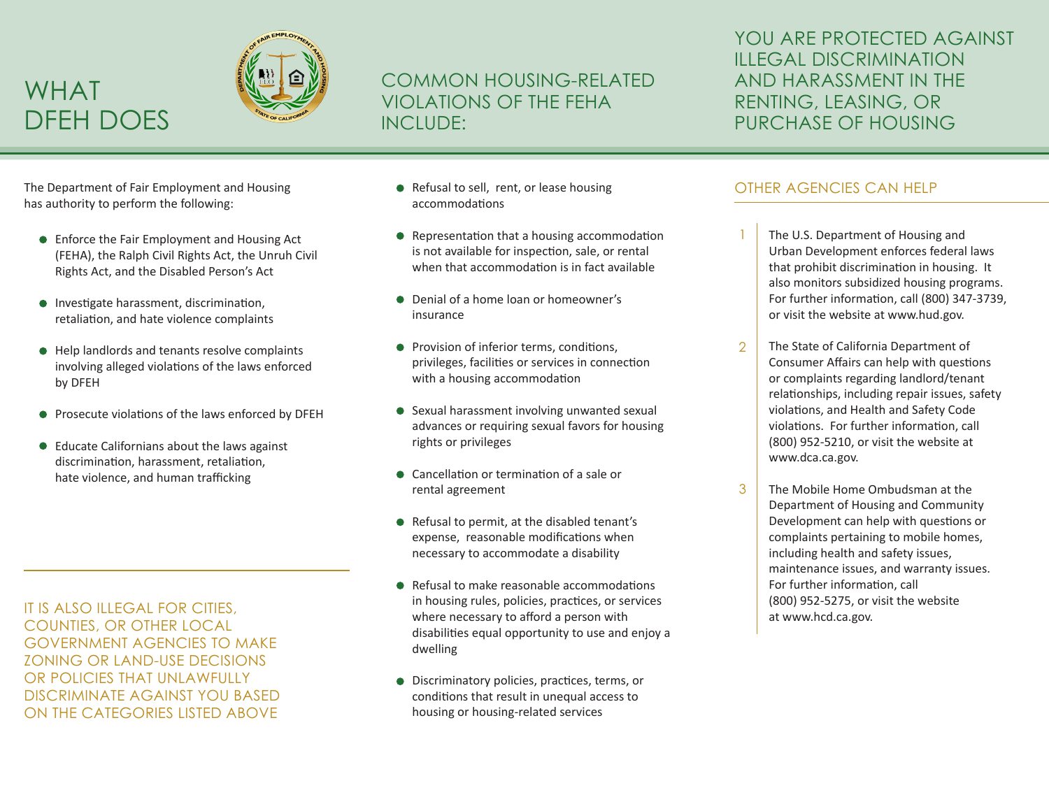# WHAT DFEH DOES

The Department of Fair Employment and Housing has authority to perform the following:

- Enforce the Fair Employment and Housing Act (FEHA), the Ralph Civil Rights Act, the Unruh Civil Rights Act, and the Disabled Person's Act
- Investigate harassment, discrimination, retaliation, and hate violence complaints
- Help landlords and tenants resolve complaints involving alleged violations of the laws enforced by DFEH
- Prosecute violations of the laws enforced by DFEH
- Educate Californians about the laws against discrimination, harassment, retaliation, hate violence, and human trafficking

## IT IS ALSO ILLEGAL FOR CITIES, COUNTIES, OR OTHER LOCAL GOVERNMENT AGENCIES TO MAKE ZONING OR LAND-USE DECISIONS OR POLICIES THAT UNLAWFULLY DISCRIMINATE AGAINST YOU BASED ON THE CATEGORIES LISTED ABOVE

# COMMON HOUSING-RELATED VIOLATIONS OF THE FEHA INCLUDE:

- Refusal to sell, rent, or lease housing accommodations
- Representation that a housing accommodation is not available for inspection, sale, or rental when that accommodation is in fact available
- Denial of a home loan or homeowner's insurance
- Provision of inferior terms, conditions, privileges, facilities or services in connection with a housing accommodation
- Sexual harassment involving unwanted sexual advances or requiring sexual favors for housing rights or privileges
- Cancellation or termination of a sale or rental agreement
- Refusal to permit, at the disabled tenant's expense, reasonable modifications when necessary to accommodate a disability
- Refusal to make reasonable accommodations in housing rules, policies, practices, or services where necessary to afford a person with disabilities equal opportunity to use and enjoy a dwelling
- Discriminatory policies, practices, terms, or conditions that result in unequal access to housing or housing-related services

# YOU ARE PROTECTED AGAINST ILLEGAL DISCRIMINATION AND HARASSMENT IN THE RENTING, LEASING, OR PURCHASE OF HOUSING

## OTHER AGENCIES CAN HELP

1. The U.S. Department of Housing and Urban Development enforces federal laws that prohibit discrimination in housing. It also monitors subsidized housing programs. For further information, call (800) 347-3739, or visit the website at www.hud.gov.
2. The State of California Department of Consumer Affairs can help with questions or complaints regarding landlord/tenant relationships, including repair issues, safety violations, and Health and Safety Code violations. For further information, call (800) 952-5210, or visit the website at www.dca.ca.gov.
3. The Mobile Home Ombudsman at the Department of Housing and Community Development can help with questions or complaints pertaining to mobile homes, including health and safety issues, maintenance issues, and warranty issues. For further information, call (800) 952-5275, or visit the website at www.hcd.ca.gov.